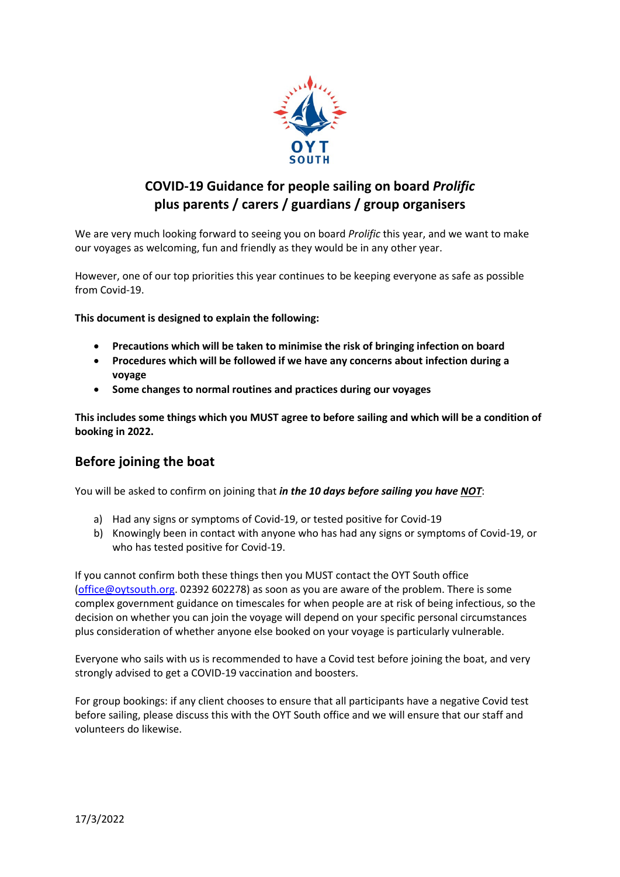OYT SOUTH

# COVID-19 Guidance for people sailing on board *Prolific* plus parents / carers / guardians / group organisers

We are very much looking forward to seeing you on board *Prolific* this year, and we want to make our voyages as welcoming, fun and friendly as they would be in any other year.

However, one of our top priorities this year continues to be keeping everyone as safe as possible from Covid-19.

**This document is designed to explain the following:**

- **Precautions which will be taken to minimise the risk of bringing infection on board**
- **Procedures which will be followed if we have any concerns about infection during a voyage**
- **Some changes to normal routines and practices during our voyages**

**This includes some things which you MUST agree to before sailing and which will be a condition of booking in 2022.**

## Before joining the boat

You will be asked to confirm on joining that ***in the 10 days before sailing you have <u>NOT</u>***:

a) Had any signs or symptoms of Covid-19, or tested positive for Covid-19
b) Knowingly been in contact with anyone who has had any signs or symptoms of Covid-19, or who has tested positive for Covid-19.

If you cannot confirm both these things then you MUST contact the OYT South office (office@oytsouth.org. 02392 602278) as soon as you are aware of the problem. There is some complex government guidance on timescales for when people are at risk of being infectious, so the decision on whether you can join the voyage will depend on your specific personal circumstances plus consideration of whether anyone else booked on your voyage is particularly vulnerable.

Everyone who sails with us is recommended to have a Covid test before joining the boat, and very strongly advised to get a COVID-19 vaccination and boosters.

For group bookings: if any client chooses to ensure that all participants have a negative Covid test before sailing, please discuss this with the OYT South office and we will ensure that our staff and volunteers do likewise.

17/3/2022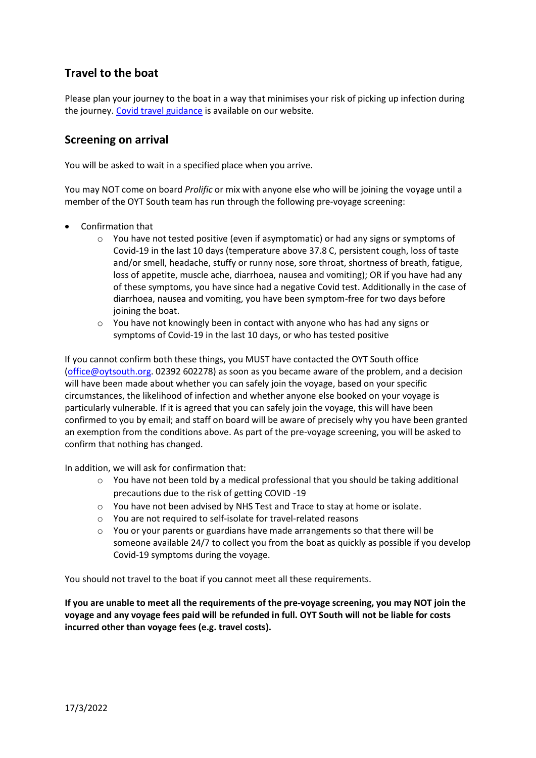## Travel to the boat

Please plan your journey to the boat in a way that minimises your risk of picking up infection during the journey. [Covid travel guidance](#) is available on our website.

## Screening on arrival

You will be asked to wait in a specified place when you arrive.

You may NOT come on board *Prolific* or mix with anyone else who will be joining the voyage until a member of the OYT South team has run through the following pre-voyage screening:

- Confirmation that
  - You have not tested positive (even if asymptomatic) or had any signs or symptoms of Covid-19 in the last 10 days (temperature above 37.8 C, persistent cough, loss of taste and/or smell, headache, stuffy or runny nose, sore throat, shortness of breath, fatigue, loss of appetite, muscle ache, diarrhoea, nausea and vomiting); OR if you have had any of these symptoms, you have since had a negative Covid test. Additionally in the case of diarrhoea, nausea and vomiting, you have been symptom-free for two days before joining the boat.
  - You have not knowingly been in contact with anyone who has had any signs or symptoms of Covid-19 in the last 10 days, or who has tested positive

If you cannot confirm both these things, you MUST have contacted the OYT South office (office@oytsouth.org. 02392 602278) as soon as you became aware of the problem, and a decision will have been made about whether you can safely join the voyage, based on your specific circumstances, the likelihood of infection and whether anyone else booked on your voyage is particularly vulnerable. If it is agreed that you can safely join the voyage, this will have been confirmed to you by email; and staff on board will be aware of precisely why you have been granted an exemption from the conditions above. As part of the pre-voyage screening, you will be asked to confirm that nothing has changed.

In addition, we will ask for confirmation that:

- You have not been told by a medical professional that you should be taking additional precautions due to the risk of getting COVID -19
- You have not been advised by NHS Test and Trace to stay at home or isolate.
- You are not required to self-isolate for travel-related reasons
- You or your parents or guardians have made arrangements so that there will be someone available 24/7 to collect you from the boat as quickly as possible if you develop Covid-19 symptoms during the voyage.

You should not travel to the boat if you cannot meet all these requirements.

**If you are unable to meet all the requirements of the pre-voyage screening, you may NOT join the voyage and any voyage fees paid will be refunded in full. OYT South will not be liable for costs incurred other than voyage fees (e.g. travel costs).**

17/3/2022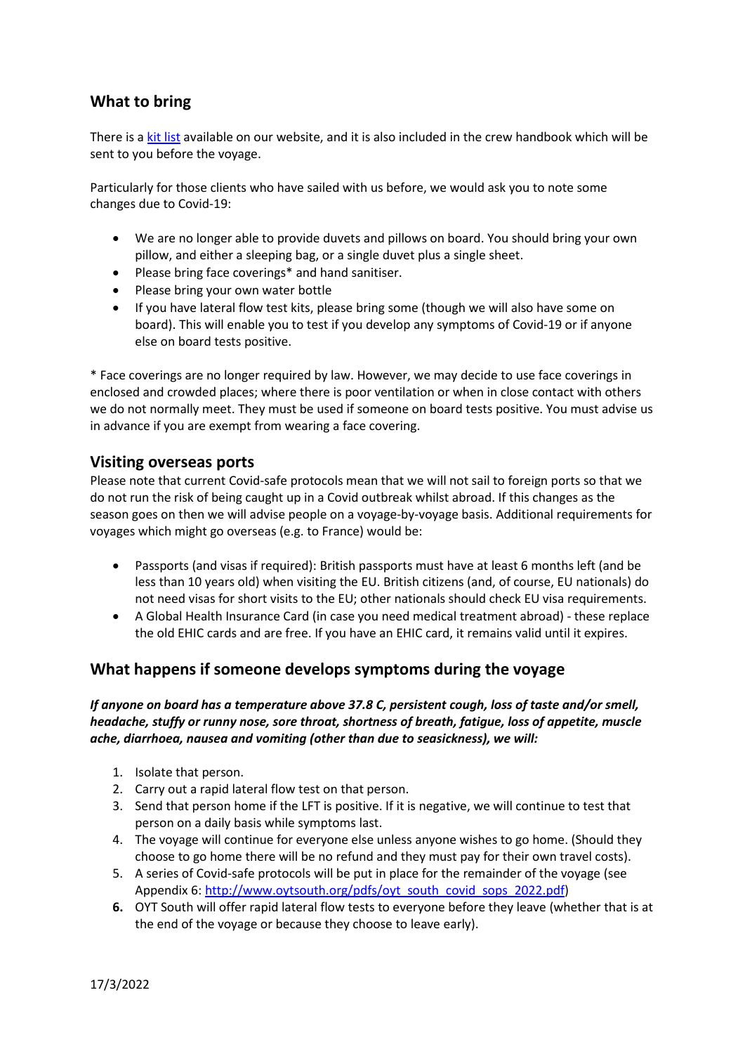## What to bring

There is a [kit list](kit list) available on our website, and it is also included in the crew handbook which will be sent to you before the voyage.

Particularly for those clients who have sailed with us before, we would ask you to note some changes due to Covid-19:

- We are no longer able to provide duvets and pillows on board. You should bring your own pillow, and either a sleeping bag, or a single duvet plus a single sheet.
- Please bring face coverings* and hand sanitiser.
- Please bring your own water bottle
- If you have lateral flow test kits, please bring some (though we will also have some on board). This will enable you to test if you develop any symptoms of Covid-19 or if anyone else on board tests positive.

* Face coverings are no longer required by law. However, we may decide to use face coverings in enclosed and crowded places; where there is poor ventilation or when in close contact with others we do not normally meet. They must be used if someone on board tests positive. You must advise us in advance if you are exempt from wearing a face covering.

## Visiting overseas ports

Please note that current Covid-safe protocols mean that we will not sail to foreign ports so that we do not run the risk of being caught up in a Covid outbreak whilst abroad. If this changes as the season goes on then we will advise people on a voyage-by-voyage basis. Additional requirements for voyages which might go overseas (e.g. to France) would be:

- Passports (and visas if required): British passports must have at least 6 months left (and be less than 10 years old) when visiting the EU. British citizens (and, of course, EU nationals) do not need visas for short visits to the EU; other nationals should check EU visa requirements.
- A Global Health Insurance Card (in case you need medical treatment abroad) - these replace the old EHIC cards and are free. If you have an EHIC card, it remains valid until it expires.

## What happens if someone develops symptoms during the voyage

***If anyone on board has a temperature above 37.8 C, persistent cough, loss of taste and/or smell, headache, stuffy or runny nose, sore throat, shortness of breath, fatigue, loss of appetite, muscle ache, diarrhoea, nausea and vomiting (other than due to seasickness), we will:***

1. Isolate that person.
2. Carry out a rapid lateral flow test on that person.
3. Send that person home if the LFT is positive. If it is negative, we will continue to test that person on a daily basis while symptoms last.
4. The voyage will continue for everyone else unless anyone wishes to go home. (Should they choose to go home there will be no refund and they must pay for their own travel costs).
5. A series of Covid-safe protocols will be put in place for the remainder of the voyage (see Appendix 6: [http://www.oytsouth.org/pdfs/oyt_south_covid_sops_2022.pdf](http://www.oytsouth.org/pdfs/oyt_south_covid_sops_2022.pdf))
6. OYT South will offer rapid lateral flow tests to everyone before they leave (whether that is at the end of the voyage or because they choose to leave early).

17/3/2022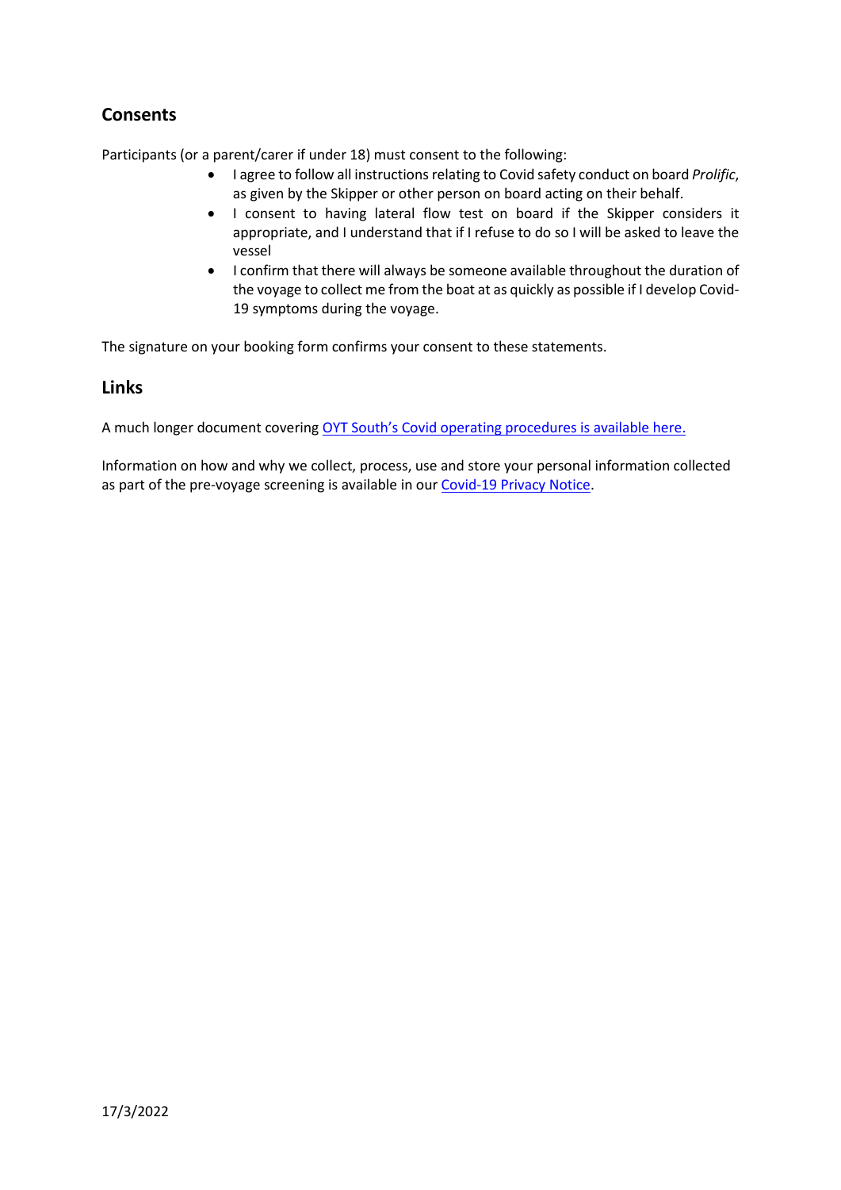## Consents

Participants (or a parent/carer if under 18) must consent to the following:

- I agree to follow all instructions relating to Covid safety conduct on board *Prolific*, as given by the Skipper or other person on board acting on their behalf.
- I consent to having lateral flow test on board if the Skipper considers it appropriate, and I understand that if I refuse to do so I will be asked to leave the vessel
- I confirm that there will always be someone available throughout the duration of the voyage to collect me from the boat at as quickly as possible if I develop Covid-19 symptoms during the voyage.

The signature on your booking form confirms your consent to these statements.

## Links

A much longer document covering OYT South's Covid operating procedures is available here.

Information on how and why we collect, process, use and store your personal information collected as part of the pre-voyage screening is available in our Covid-19 Privacy Notice.

17/3/2022